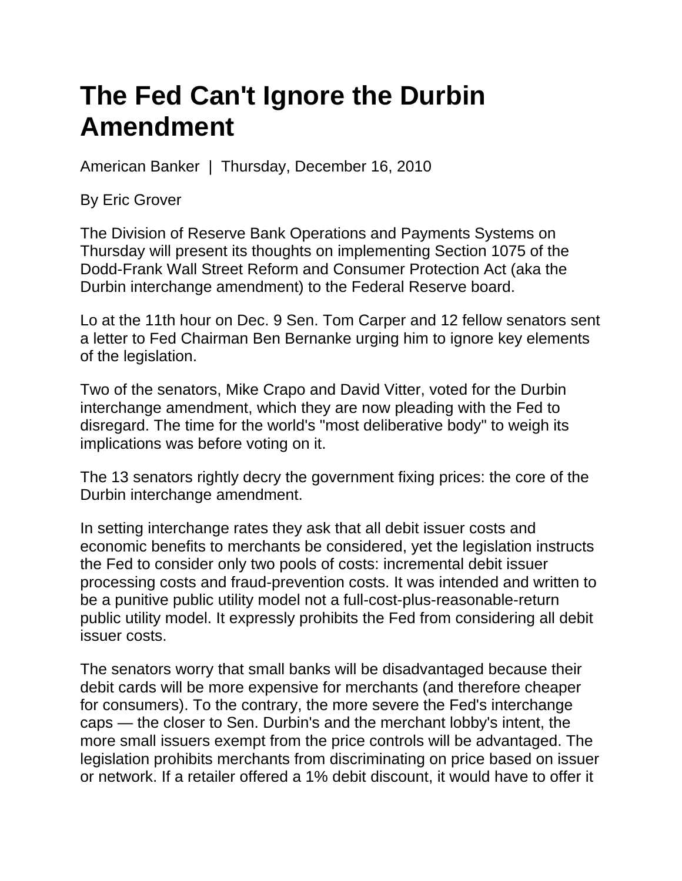# The Fed Can't Ignore the Durbin Amendment

American Banker | Thursday, December 16, 2010

By Eric Grover

The Division of Reserve Bank Operations and Payments Systems on Thursday will present its thoughts on implementing Section 1075 of the Dodd-Frank Wall Street Reform and Consumer Protection Act (aka the Durbin interchange amendment) to the Federal Reserve board.

Lo at the 11th hour on Dec. 9 Sen. Tom Carper and 12 fellow senators sent a letter to Fed Chairman Ben Bernanke urging him to ignore key elements of the legislation.

Two of the senators, Mike Crapo and David Vitter, voted for the Durbin interchange amendment, which they are now pleading with the Fed to disregard. The time for the world's "most deliberative body" to weigh its implications was before voting on it.

The 13 senators rightly decry the government fixing prices: the core of the Durbin interchange amendment.

In setting interchange rates they ask that all debit issuer costs and economic benefits to merchants be considered, yet the legislation instructs the Fed to consider only two pools of costs: incremental debit issuer processing costs and fraud-prevention costs. It was intended and written to be a punitive public utility model not a full-cost-plus-reasonable-return public utility model. It expressly prohibits the Fed from considering all debit issuer costs.

The senators worry that small banks will be disadvantaged because their debit cards will be more expensive for merchants (and therefore cheaper for consumers). To the contrary, the more severe the Fed's interchange caps — the closer to Sen. Durbin's and the merchant lobby's intent, the more small issuers exempt from the price controls will be advantaged. The legislation prohibits merchants from discriminating on price based on issuer or network. If a retailer offered a 1% debit discount, it would have to offer it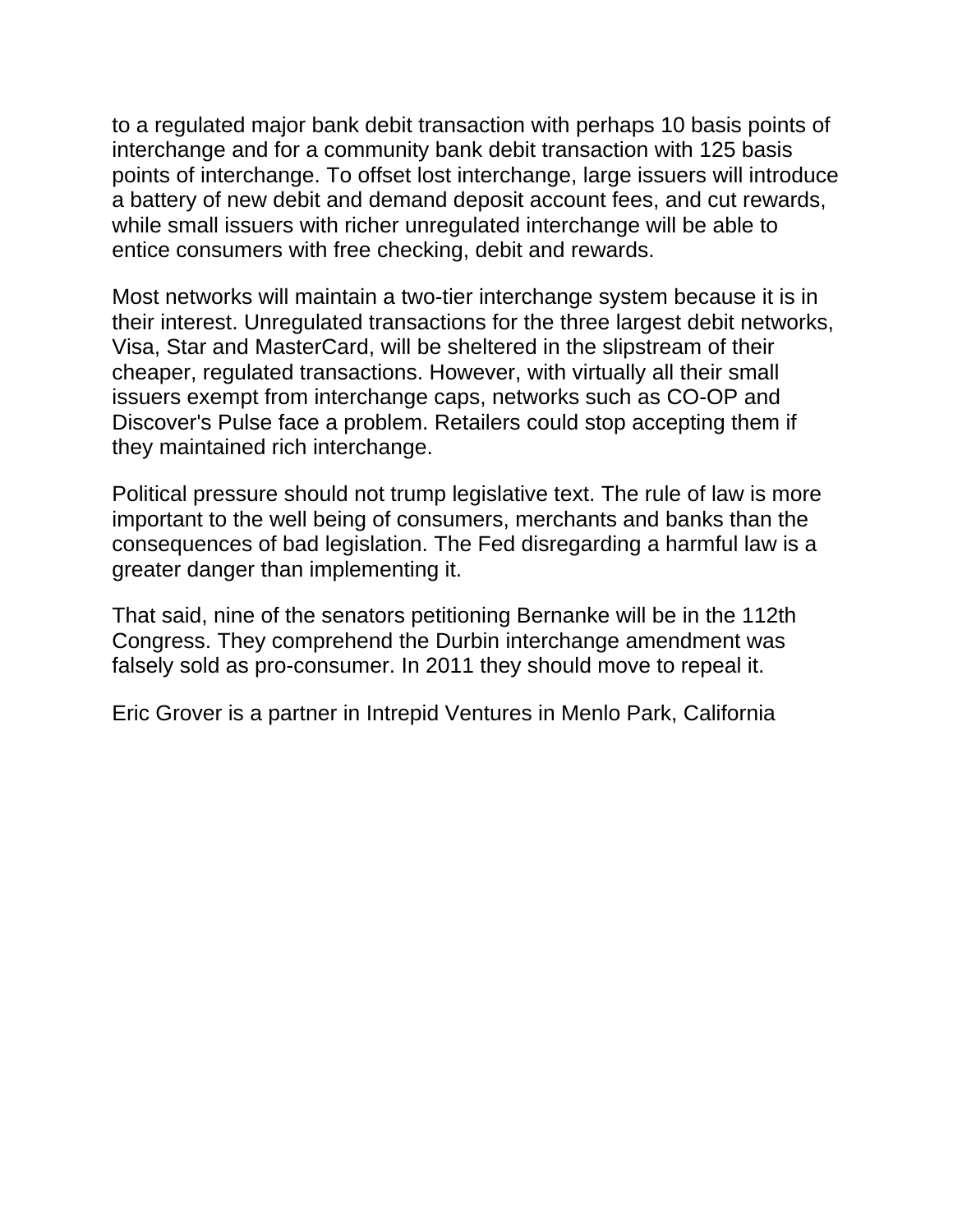to a regulated major bank debit transaction with perhaps 10 basis points of interchange and for a community bank debit transaction with 125 basis points of interchange. To offset lost interchange, large issuers will introduce a battery of new debit and demand deposit account fees, and cut rewards, while small issuers with richer unregulated interchange will be able to entice consumers with free checking, debit and rewards.

Most networks will maintain a two-tier interchange system because it is in their interest. Unregulated transactions for the three largest debit networks, Visa, Star and MasterCard, will be sheltered in the slipstream of their cheaper, regulated transactions. However, with virtually all their small issuers exempt from interchange caps, networks such as CO-OP and Discover's Pulse face a problem. Retailers could stop accepting them if they maintained rich interchange.

Political pressure should not trump legislative text. The rule of law is more important to the well being of consumers, merchants and banks than the consequences of bad legislation. The Fed disregarding a harmful law is a greater danger than implementing it.

That said, nine of the senators petitioning Bernanke will be in the 112th Congress. They comprehend the Durbin interchange amendment was falsely sold as pro-consumer. In 2011 they should move to repeal it.

Eric Grover is a partner in Intrepid Ventures in Menlo Park, California